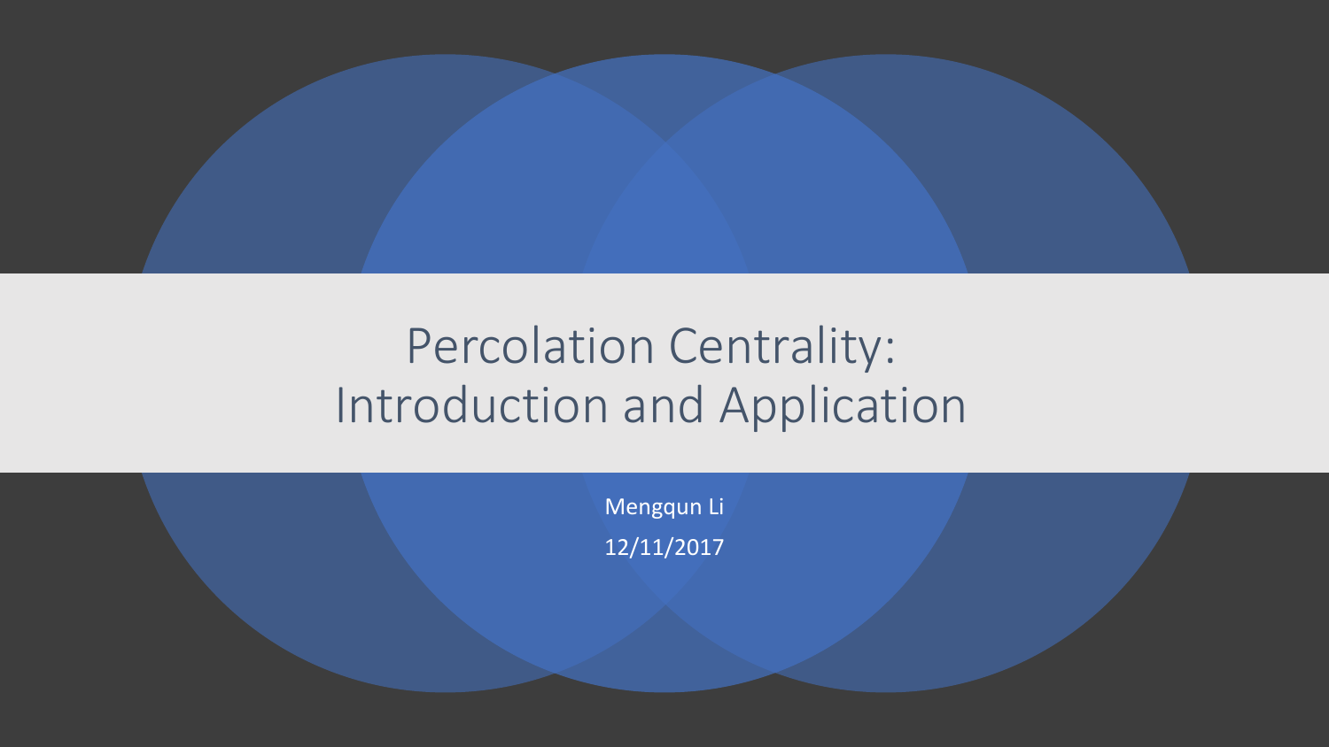# Percolation Centrality: Introduction and Application

Mengqun Li

12/11/2017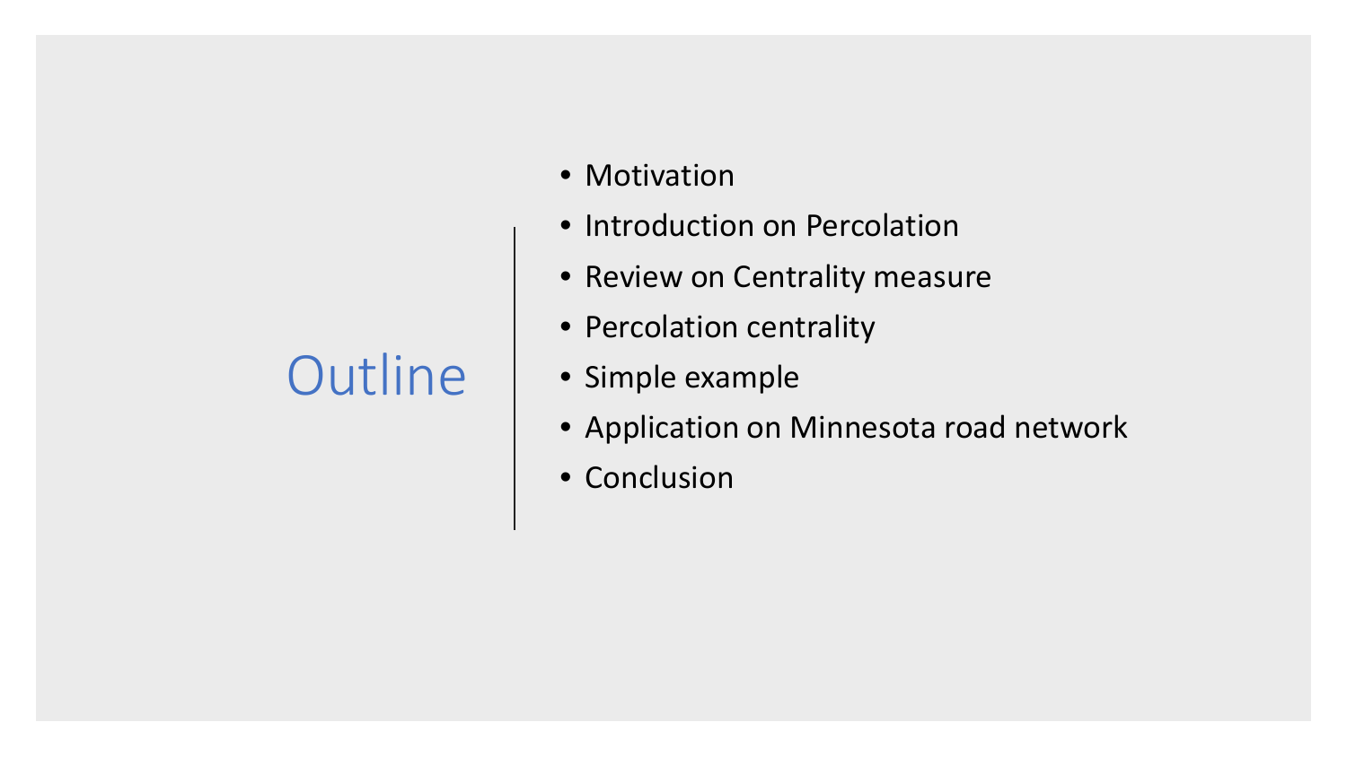# Outline

- Motivation
- Introduction on Percolation
- Review on Centrality measure
- Percolation centrality
- Simple example
- Application on Minnesota road network
- Conclusion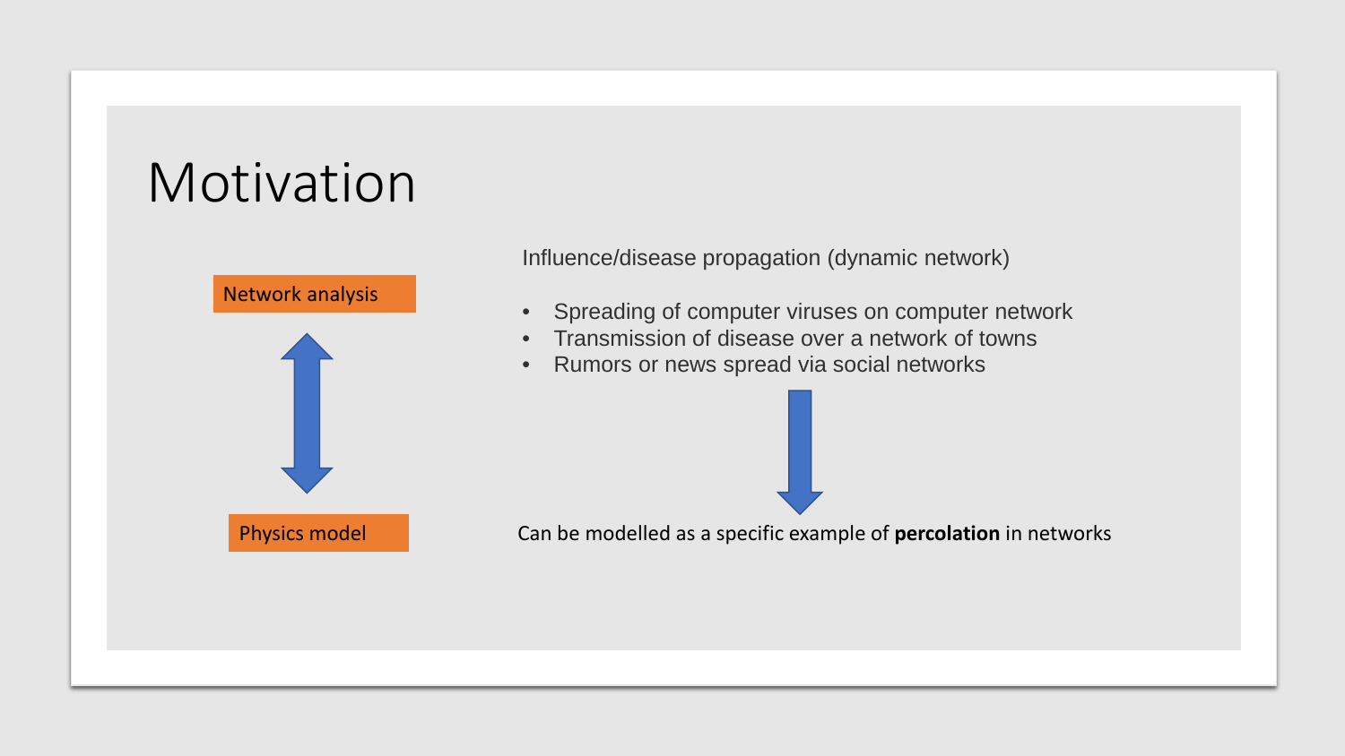# Motivation

Network analysis

↕

Physics model

Influence/disease propagation (dynamic network)

- Spreading of computer viruses on computer network
- Transmission of disease over a network of towns
- Rumors or news spread via social networks

↓

Can be modelled as a specific example of **percolation** in networks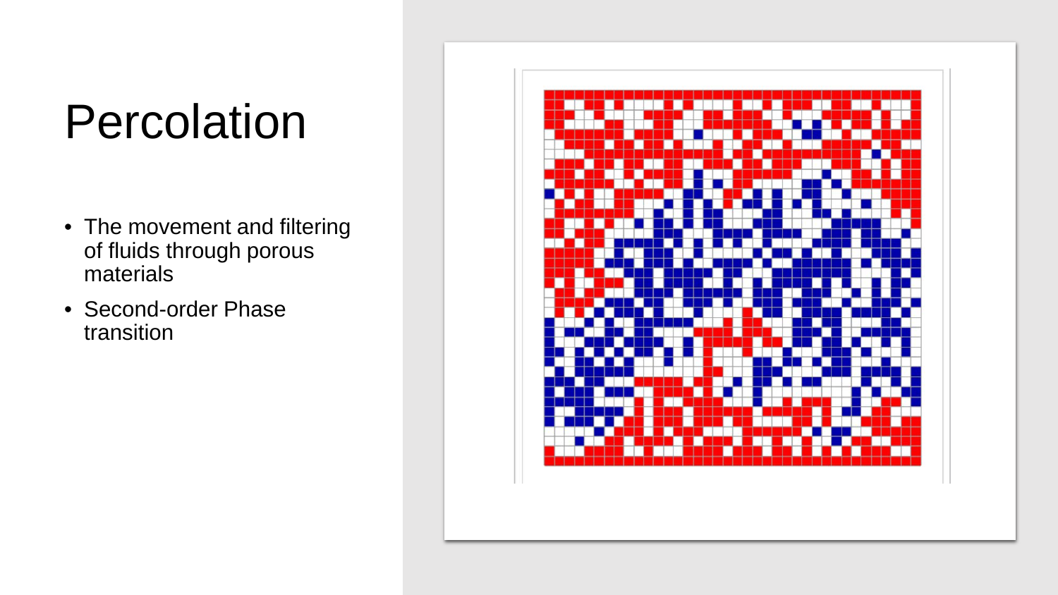# Percolation

- The movement and filtering of fluids through porous materials
- Second-order Phase transition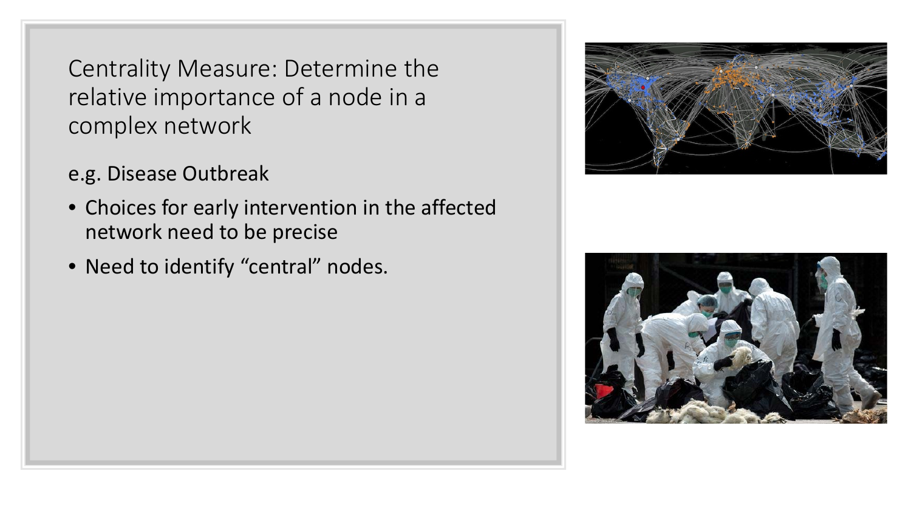## Centrality Measure: Determine the relative importance of a node in a complex network

e.g. Disease Outbreak

- Choices for early intervention in the affected network need to be precise
- Need to identify “central” nodes.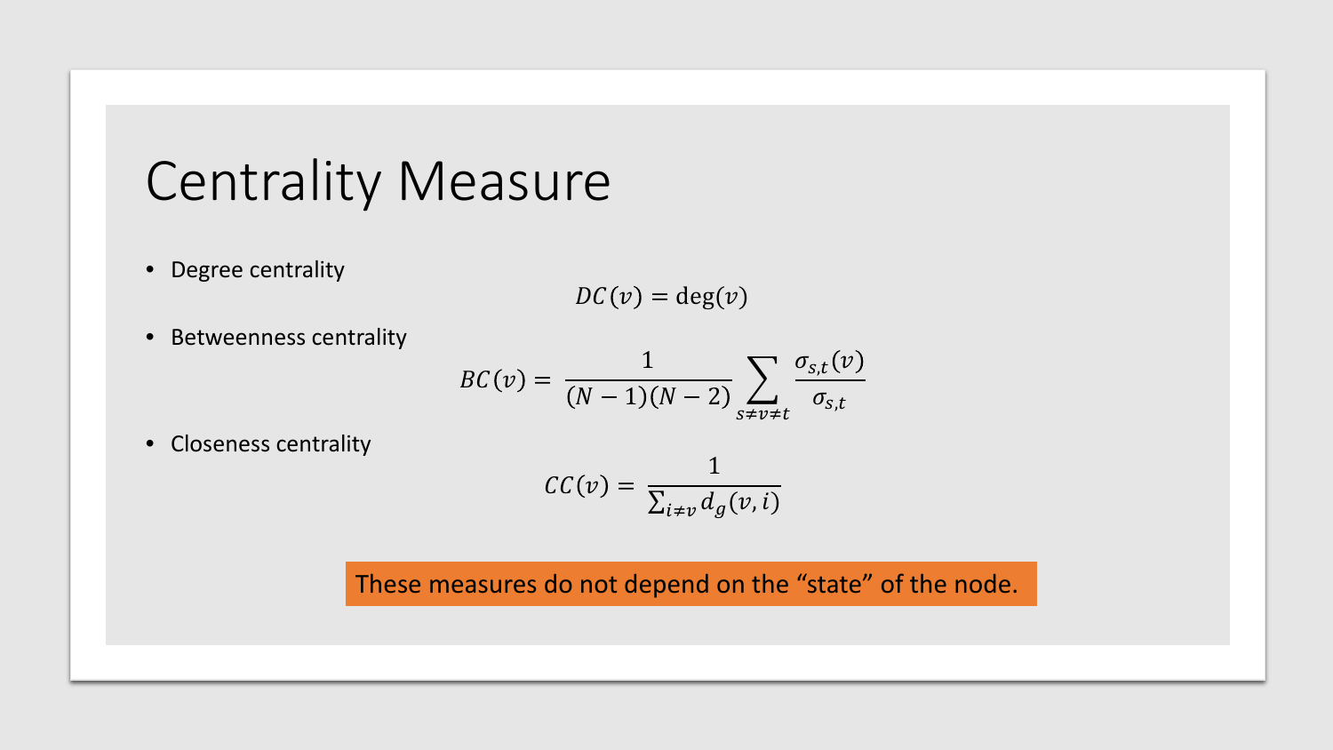# Centrality Measure

- Degree centrality

$$DC(v) = \deg(v)$$

- Betweenness centrality

$$BC(v) = \frac{1}{(N-1)(N-2)} \sum_{s \neq v \neq t} \frac{\sigma_{s,t}(v)}{\sigma_{s,t}}$$

- Closeness centrality

$$CC(v) = \frac{1}{\sum_{i \neq v} d_g(v, i)}$$

These measures do not depend on the “state” of the node.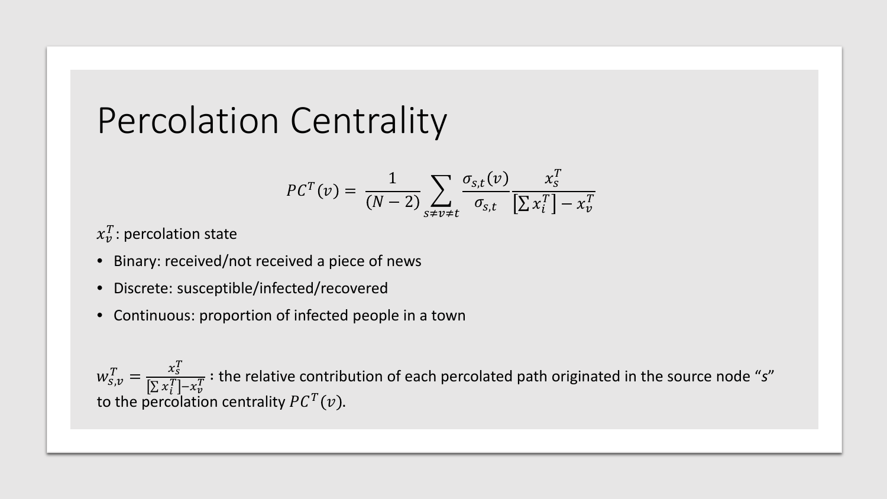# Percolation Centrality

$$PC^T(v) = \frac{1}{(N-2)} \sum_{s \neq v \neq t} \frac{\sigma_{s,t}(v)}{\sigma_{s,t}} \frac{x_s^T}{\left[\sum x_i^T\right] - x_v^T}$$

$x_v^T$: percolation state

- Binary: received/not received a piece of news
- Discrete: susceptible/infected/recovered
- Continuous: proportion of infected people in a town

$w_{s,v}^T = \frac{x_s^T}{\left[\sum x_i^T\right] - x_v^T}$ : the relative contribution of each percolated path originated in the source node "*s*" to the percolation centrality $PC^T(v)$.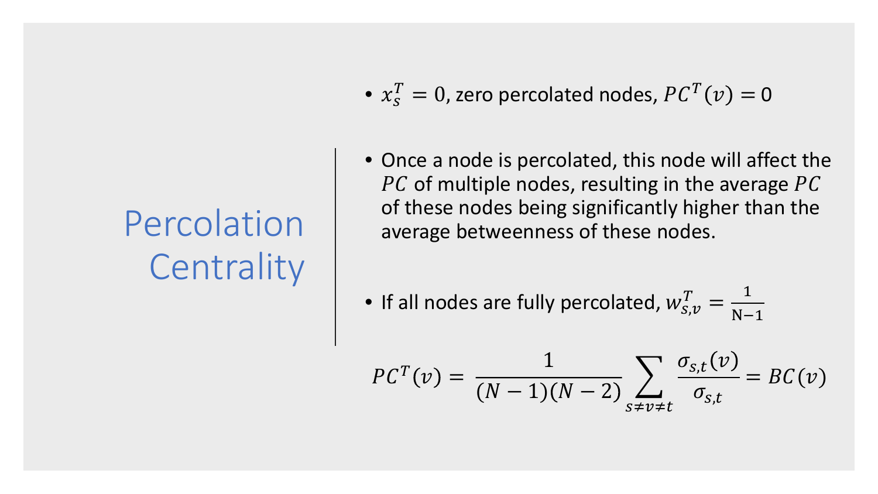# Percolation Centrality

- $x_s^T = 0$, zero percolated nodes, $PC^T(v) = 0$

- Once a node is percolated, this node will affect the $PC$ of multiple nodes, resulting in the average $PC$ of these nodes being significantly higher than the average betweenness of these nodes.

- If all nodes are fully percolated, $w_{s,v}^T = \frac{1}{\mathrm{N}-1}$

$$PC^T(v) = \frac{1}{(N-1)(N-2)} \sum_{s \neq v \neq t} \frac{\sigma_{s,t}(v)}{\sigma_{s,t}} = BC(v)$$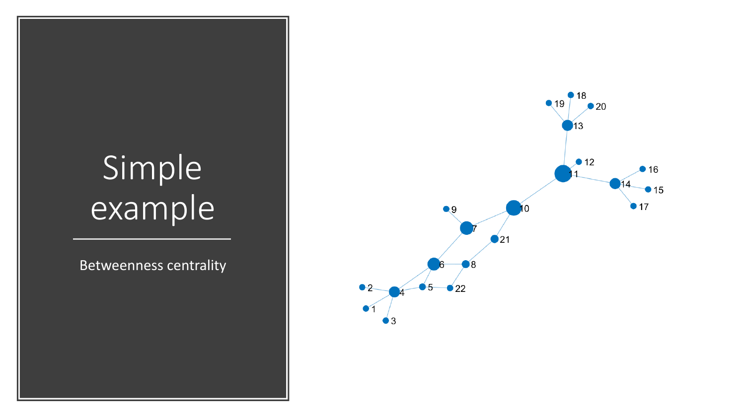# Simple example

Betweenness centrality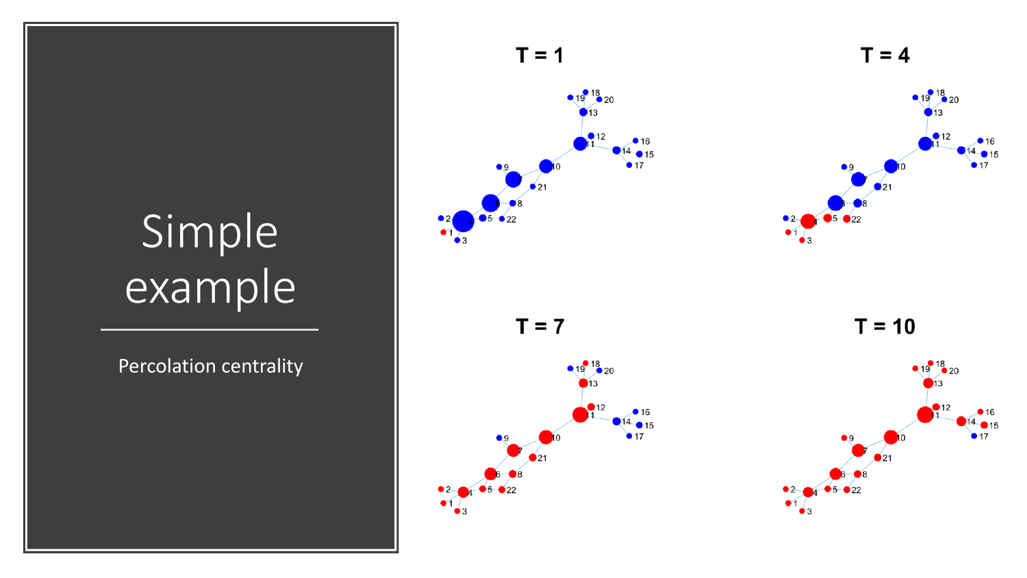# Simple example

Percolation centrality

T = 1

T = 4

T = 7

T = 10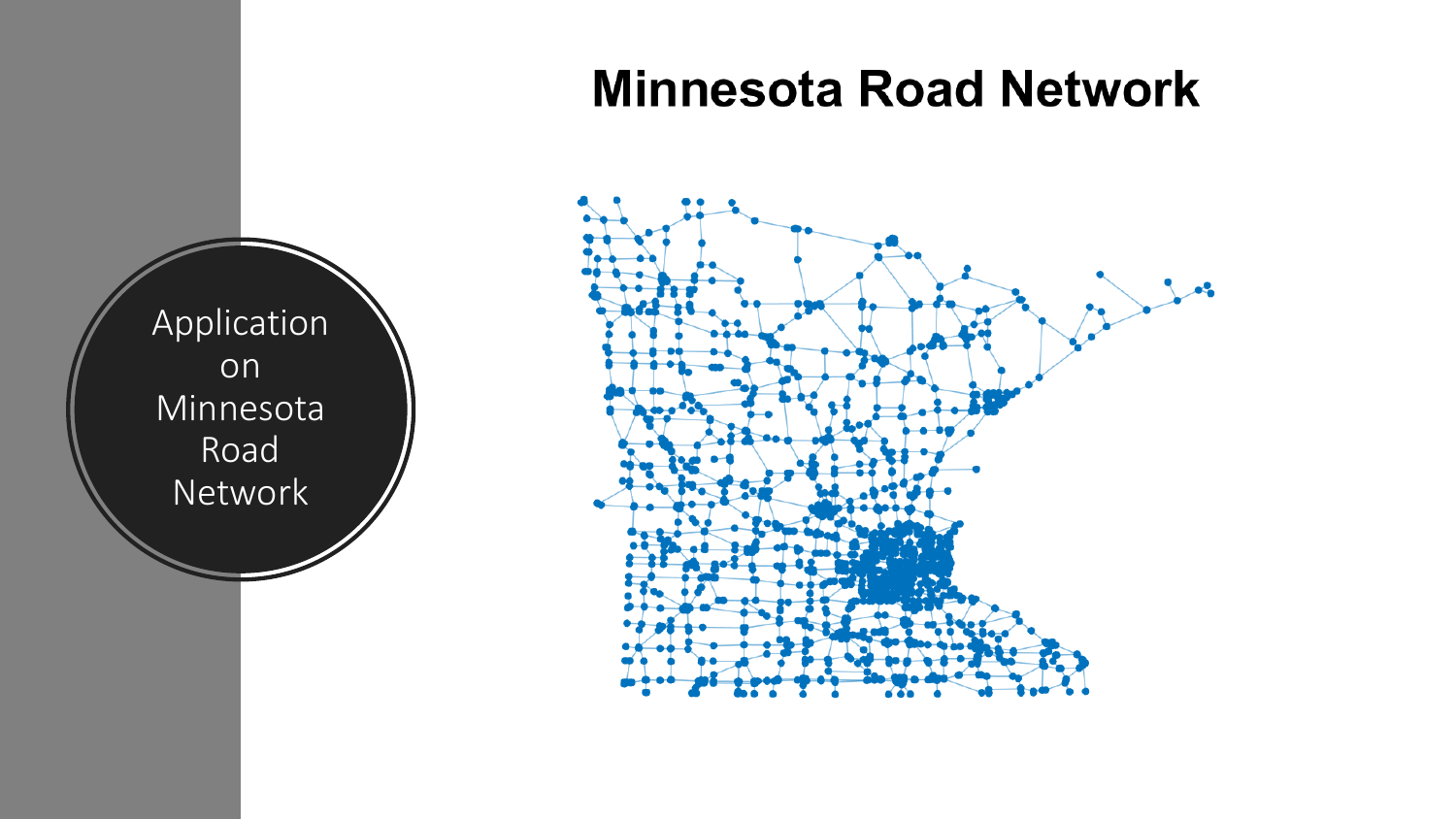Application on Minnesota Road Network

# Minnesota Road Network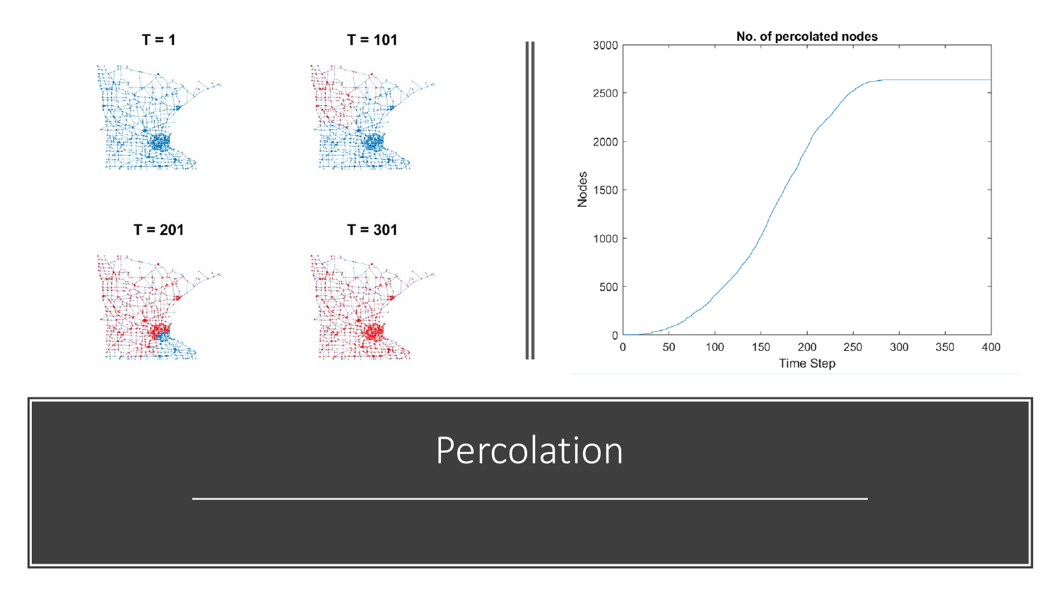T = 1

T = 101

T = 201

T = 301

No. of percolated nodes

# Percolation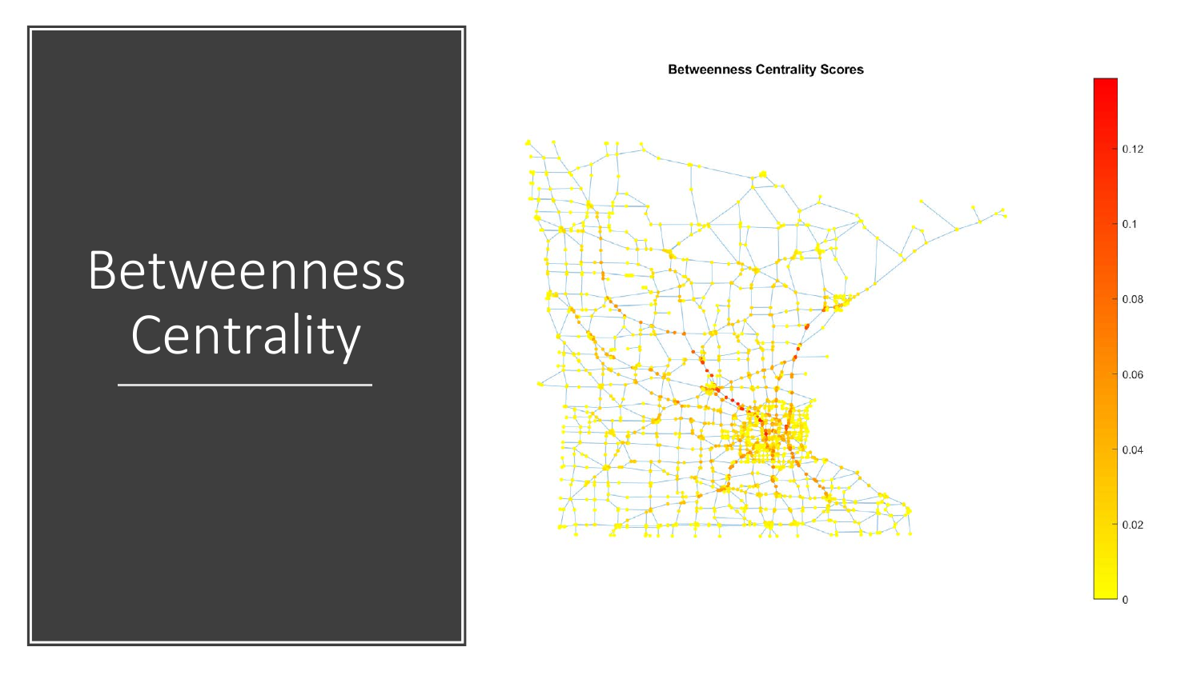# Betweenness Centrality

**Betweenness Centrality Scores**

0.12

0.1

0.08

0.06

0.04

0.02

0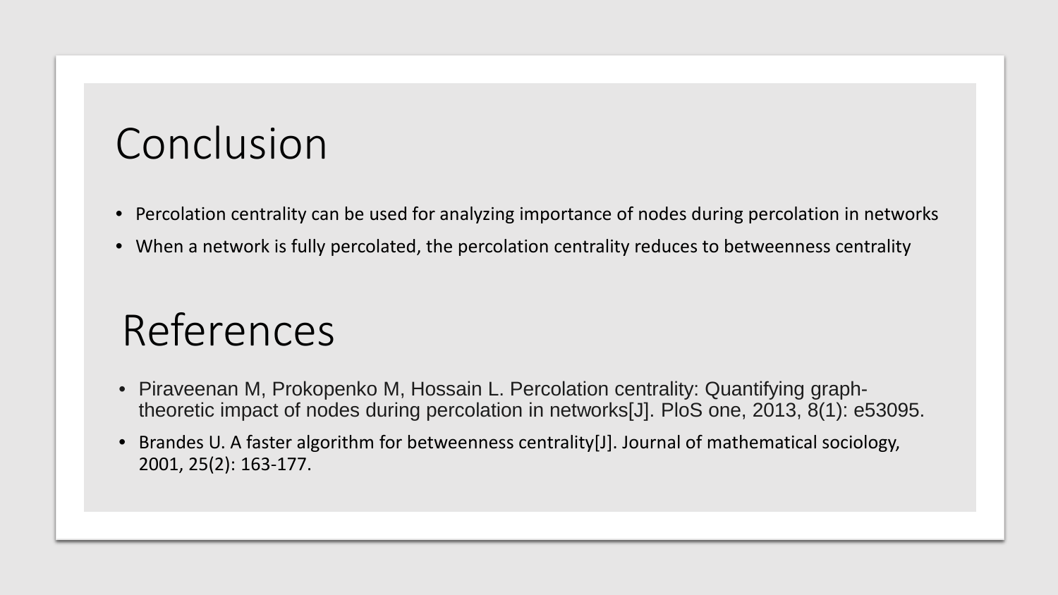# Conclusion

- Percolation centrality can be used for analyzing importance of nodes during percolation in networks
- When a network is fully percolated, the percolation centrality reduces to betweenness centrality

# References

- Piraveenan M, Prokopenko M, Hossain L. Percolation centrality: Quantifying graph-theoretic impact of nodes during percolation in networks[J]. PloS one, 2013, 8(1): e53095.
- Brandes U. A faster algorithm for betweenness centrality[J]. Journal of mathematical sociology, 2001, 25(2): 163-177.